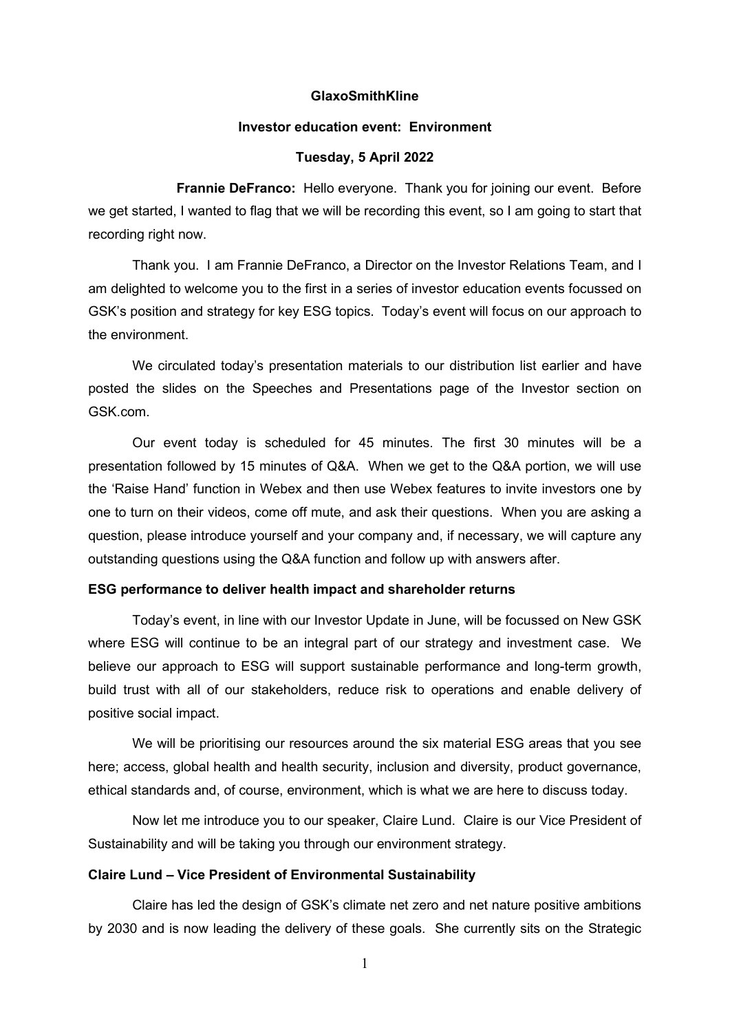**GlaxoSmithKline**

**Investor education event: Environment**

**Tuesday, 5 April 2022**

**Frannie DeFranco:** Hello everyone. Thank you for joining our event. Before we get started, I wanted to flag that we will be recording this event, so I am going to start that recording right now.

Thank you. I am Frannie DeFranco, a Director on the Investor Relations Team, and I am delighted to welcome you to the first in a series of investor education events focussed on GSK's position and strategy for key ESG topics. Today's event will focus on our approach to the environment.

We circulated today's presentation materials to our distribution list earlier and have posted the slides on the Speeches and Presentations page of the Investor section on GSK.com.

Our event today is scheduled for 45 minutes. The first 30 minutes will be a presentation followed by 15 minutes of Q&A. When we get to the Q&A portion, we will use the 'Raise Hand' function in Webex and then use Webex features to invite investors one by one to turn on their videos, come off mute, and ask their questions. When you are asking a question, please introduce yourself and your company and, if necessary, we will capture any outstanding questions using the Q&A function and follow up with answers after.

**ESG performance to deliver health impact and shareholder returns**

Today's event, in line with our Investor Update in June, will be focussed on New GSK where ESG will continue to be an integral part of our strategy and investment case. We believe our approach to ESG will support sustainable performance and long-term growth, build trust with all of our stakeholders, reduce risk to operations and enable delivery of positive social impact.

We will be prioritising our resources around the six material ESG areas that you see here; access, global health and health security, inclusion and diversity, product governance, ethical standards and, of course, environment, which is what we are here to discuss today.

Now let me introduce you to our speaker, Claire Lund. Claire is our Vice President of Sustainability and will be taking you through our environment strategy.

**Claire Lund – Vice President of Environmental Sustainability**

Claire has led the design of GSK's climate net zero and net nature positive ambitions by 2030 and is now leading the delivery of these goals. She currently sits on the Strategic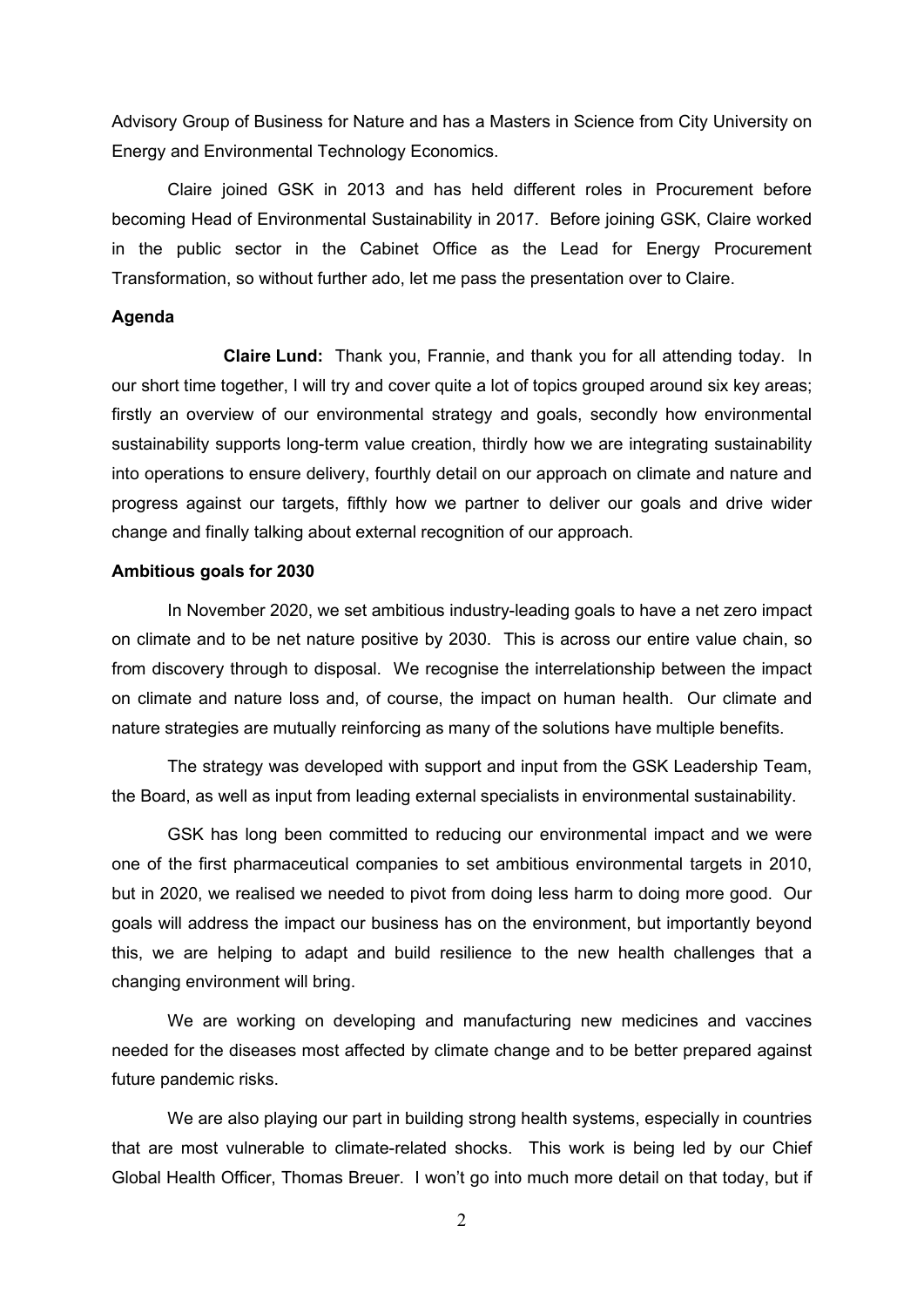Advisory Group of Business for Nature and has a Masters in Science from City University on Energy and Environmental Technology Economics.

Claire joined GSK in 2013 and has held different roles in Procurement before becoming Head of Environmental Sustainability in 2017. Before joining GSK, Claire worked in the public sector in the Cabinet Office as the Lead for Energy Procurement Transformation, so without further ado, let me pass the presentation over to Claire.

**Agenda**

**Claire Lund:** Thank you, Frannie, and thank you for all attending today. In our short time together, I will try and cover quite a lot of topics grouped around six key areas; firstly an overview of our environmental strategy and goals, secondly how environmental sustainability supports long-term value creation, thirdly how we are integrating sustainability into operations to ensure delivery, fourthly detail on our approach on climate and nature and progress against our targets, fifthly how we partner to deliver our goals and drive wider change and finally talking about external recognition of our approach.

**Ambitious goals for 2030**

In November 2020, we set ambitious industry-leading goals to have a net zero impact on climate and to be net nature positive by 2030. This is across our entire value chain, so from discovery through to disposal. We recognise the interrelationship between the impact on climate and nature loss and, of course, the impact on human health. Our climate and nature strategies are mutually reinforcing as many of the solutions have multiple benefits.

The strategy was developed with support and input from the GSK Leadership Team, the Board, as well as input from leading external specialists in environmental sustainability.

GSK has long been committed to reducing our environmental impact and we were one of the first pharmaceutical companies to set ambitious environmental targets in 2010, but in 2020, we realised we needed to pivot from doing less harm to doing more good. Our goals will address the impact our business has on the environment, but importantly beyond this, we are helping to adapt and build resilience to the new health challenges that a changing environment will bring.

We are working on developing and manufacturing new medicines and vaccines needed for the diseases most affected by climate change and to be better prepared against future pandemic risks.

We are also playing our part in building strong health systems, especially in countries that are most vulnerable to climate-related shocks. This work is being led by our Chief Global Health Officer, Thomas Breuer. I won't go into much more detail on that today, but if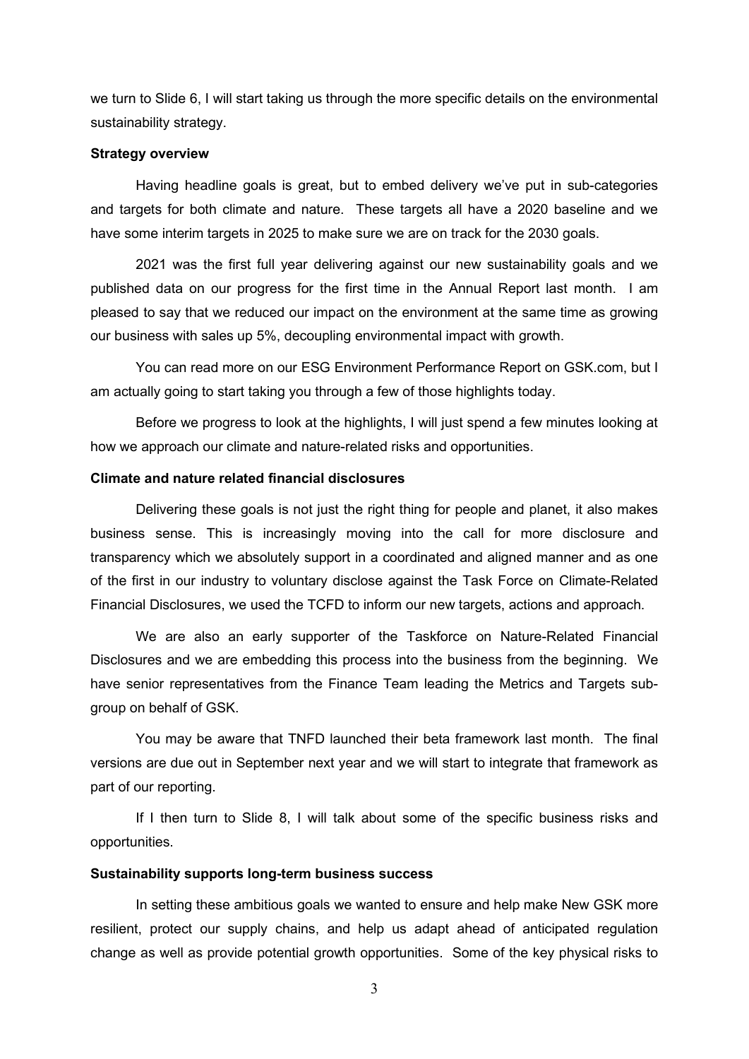we turn to Slide 6, I will start taking us through the more specific details on the environmental sustainability strategy.

**Strategy overview**

Having headline goals is great, but to embed delivery we've put in sub-categories and targets for both climate and nature. These targets all have a 2020 baseline and we have some interim targets in 2025 to make sure we are on track for the 2030 goals.

2021 was the first full year delivering against our new sustainability goals and we published data on our progress for the first time in the Annual Report last month. I am pleased to say that we reduced our impact on the environment at the same time as growing our business with sales up 5%, decoupling environmental impact with growth.

You can read more on our ESG Environment Performance Report on GSK.com, but I am actually going to start taking you through a few of those highlights today.

Before we progress to look at the highlights, I will just spend a few minutes looking at how we approach our climate and nature-related risks and opportunities.

**Climate and nature related financial disclosures**

Delivering these goals is not just the right thing for people and planet, it also makes business sense. This is increasingly moving into the call for more disclosure and transparency which we absolutely support in a coordinated and aligned manner and as one of the first in our industry to voluntary disclose against the Task Force on Climate-Related Financial Disclosures, we used the TCFD to inform our new targets, actions and approach.

We are also an early supporter of the Taskforce on Nature-Related Financial Disclosures and we are embedding this process into the business from the beginning. We have senior representatives from the Finance Team leading the Metrics and Targets sub-group on behalf of GSK.

You may be aware that TNFD launched their beta framework last month. The final versions are due out in September next year and we will start to integrate that framework as part of our reporting.

If I then turn to Slide 8, I will talk about some of the specific business risks and opportunities.

**Sustainability supports long-term business success**

In setting these ambitious goals we wanted to ensure and help make New GSK more resilient, protect our supply chains, and help us adapt ahead of anticipated regulation change as well as provide potential growth opportunities. Some of the key physical risks to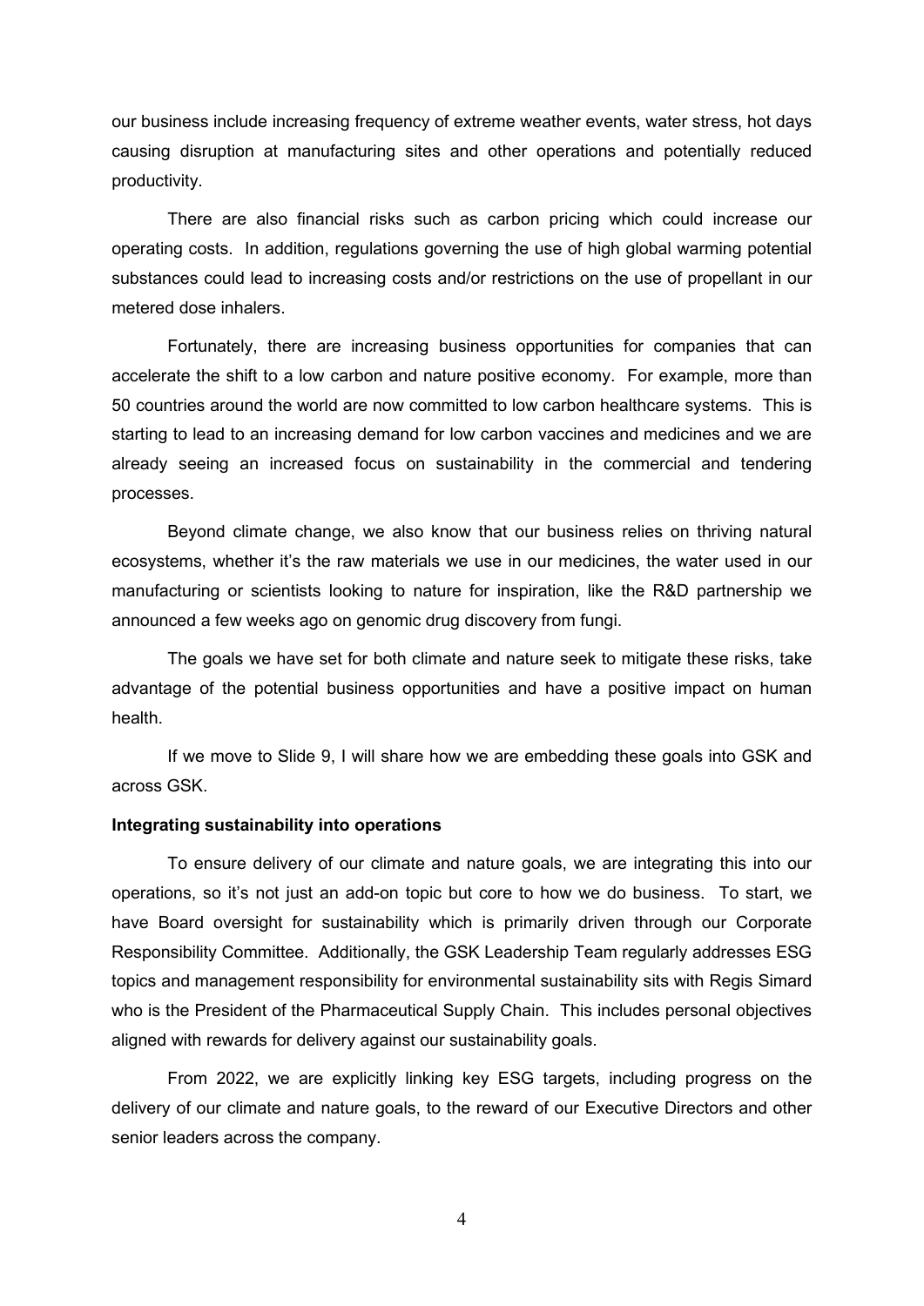our business include increasing frequency of extreme weather events, water stress, hot days causing disruption at manufacturing sites and other operations and potentially reduced productivity.

There are also financial risks such as carbon pricing which could increase our operating costs. In addition, regulations governing the use of high global warming potential substances could lead to increasing costs and/or restrictions on the use of propellant in our metered dose inhalers.

Fortunately, there are increasing business opportunities for companies that can accelerate the shift to a low carbon and nature positive economy. For example, more than 50 countries around the world are now committed to low carbon healthcare systems. This is starting to lead to an increasing demand for low carbon vaccines and medicines and we are already seeing an increased focus on sustainability in the commercial and tendering processes.

Beyond climate change, we also know that our business relies on thriving natural ecosystems, whether it's the raw materials we use in our medicines, the water used in our manufacturing or scientists looking to nature for inspiration, like the R&D partnership we announced a few weeks ago on genomic drug discovery from fungi.

The goals we have set for both climate and nature seek to mitigate these risks, take advantage of the potential business opportunities and have a positive impact on human health.

If we move to Slide 9, I will share how we are embedding these goals into GSK and across GSK.

**Integrating sustainability into operations**

To ensure delivery of our climate and nature goals, we are integrating this into our operations, so it's not just an add-on topic but core to how we do business. To start, we have Board oversight for sustainability which is primarily driven through our Corporate Responsibility Committee. Additionally, the GSK Leadership Team regularly addresses ESG topics and management responsibility for environmental sustainability sits with Regis Simard who is the President of the Pharmaceutical Supply Chain. This includes personal objectives aligned with rewards for delivery against our sustainability goals.

From 2022, we are explicitly linking key ESG targets, including progress on the delivery of our climate and nature goals, to the reward of our Executive Directors and other senior leaders across the company.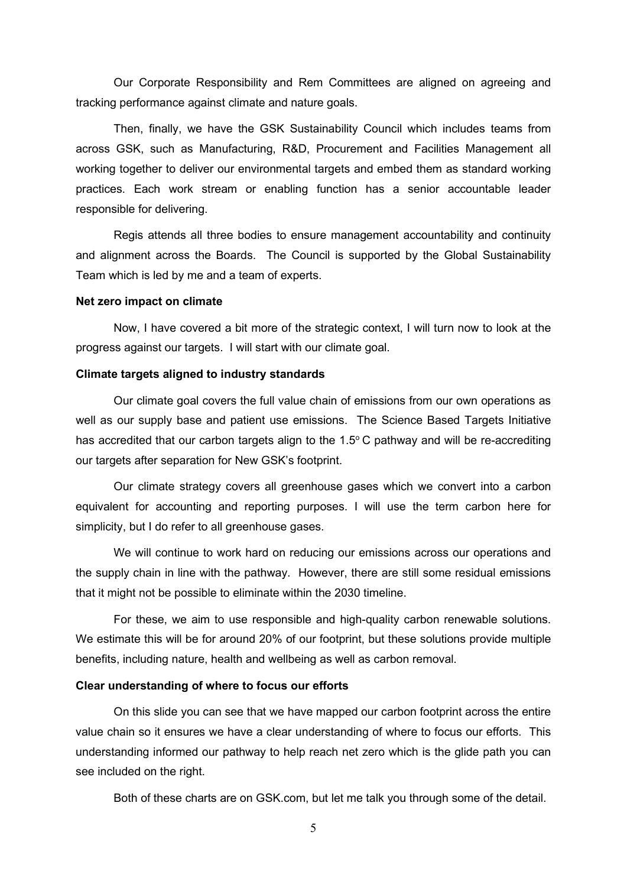Our Corporate Responsibility and Rem Committees are aligned on agreeing and tracking performance against climate and nature goals.

Then, finally, we have the GSK Sustainability Council which includes teams from across GSK, such as Manufacturing, R&D, Procurement and Facilities Management all working together to deliver our environmental targets and embed them as standard working practices. Each work stream or enabling function has a senior accountable leader responsible for delivering.

Regis attends all three bodies to ensure management accountability and continuity and alignment across the Boards. The Council is supported by the Global Sustainability Team which is led by me and a team of experts.

**Net zero impact on climate**

Now, I have covered a bit more of the strategic context, I will turn now to look at the progress against our targets. I will start with our climate goal.

**Climate targets aligned to industry standards**

Our climate goal covers the full value chain of emissions from our own operations as well as our supply base and patient use emissions. The Science Based Targets Initiative has accredited that our carbon targets align to the 1.5$^{o}$ C pathway and will be re-accrediting our targets after separation for New GSK's footprint.

Our climate strategy covers all greenhouse gases which we convert into a carbon equivalent for accounting and reporting purposes. I will use the term carbon here for simplicity, but I do refer to all greenhouse gases.

We will continue to work hard on reducing our emissions across our operations and the supply chain in line with the pathway. However, there are still some residual emissions that it might not be possible to eliminate within the 2030 timeline.

For these, we aim to use responsible and high-quality carbon renewable solutions. We estimate this will be for around 20% of our footprint, but these solutions provide multiple benefits, including nature, health and wellbeing as well as carbon removal.

**Clear understanding of where to focus our efforts**

On this slide you can see that we have mapped our carbon footprint across the entire value chain so it ensures we have a clear understanding of where to focus our efforts. This understanding informed our pathway to help reach net zero which is the glide path you can see included on the right.

Both of these charts are on GSK.com, but let me talk you through some of the detail.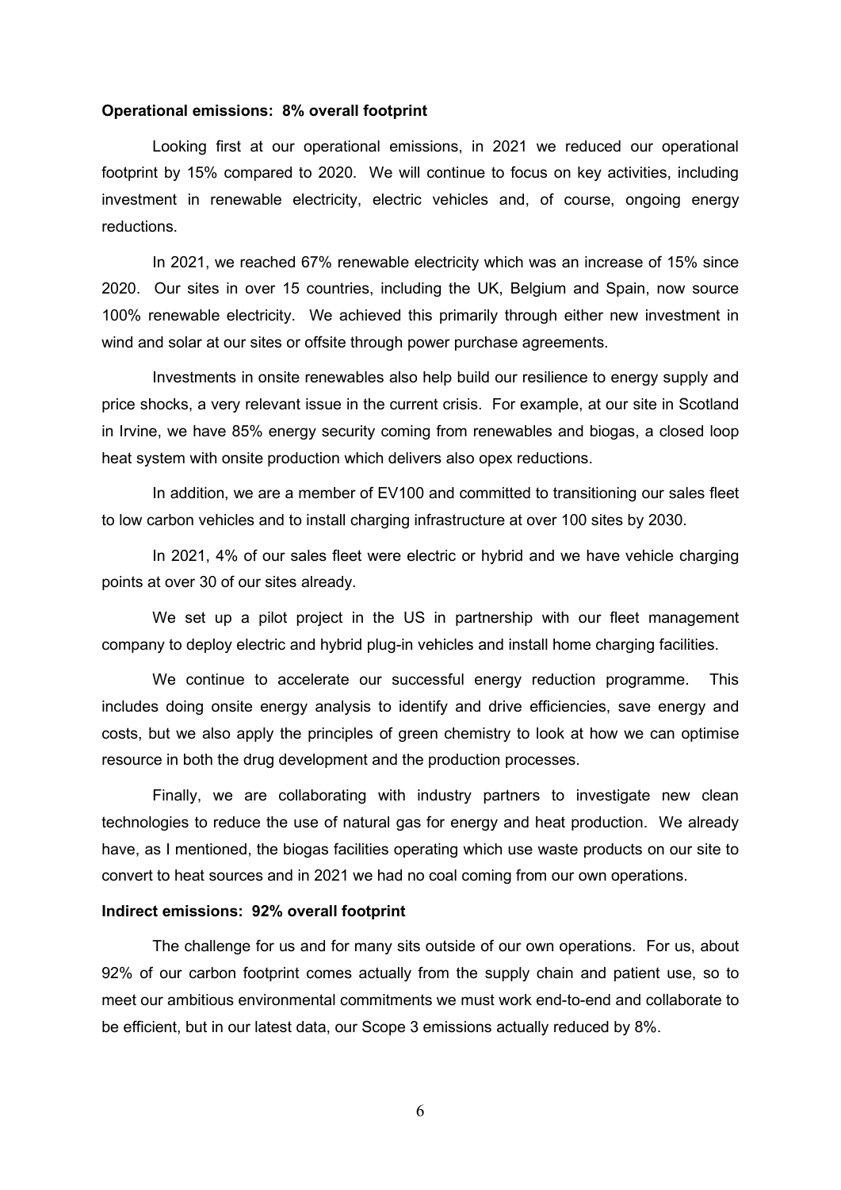**Operational emissions: 8% overall footprint**

Looking first at our operational emissions, in 2021 we reduced our operational footprint by 15% compared to 2020. We will continue to focus on key activities, including investment in renewable electricity, electric vehicles and, of course, ongoing energy reductions.

In 2021, we reached 67% renewable electricity which was an increase of 15% since 2020. Our sites in over 15 countries, including the UK, Belgium and Spain, now source 100% renewable electricity. We achieved this primarily through either new investment in wind and solar at our sites or offsite through power purchase agreements.

Investments in onsite renewables also help build our resilience to energy supply and price shocks, a very relevant issue in the current crisis. For example, at our site in Scotland in Irvine, we have 85% energy security coming from renewables and biogas, a closed loop heat system with onsite production which delivers also opex reductions.

In addition, we are a member of EV100 and committed to transitioning our sales fleet to low carbon vehicles and to install charging infrastructure at over 100 sites by 2030.

In 2021, 4% of our sales fleet were electric or hybrid and we have vehicle charging points at over 30 of our sites already.

We set up a pilot project in the US in partnership with our fleet management company to deploy electric and hybrid plug-in vehicles and install home charging facilities.

We continue to accelerate our successful energy reduction programme. This includes doing onsite energy analysis to identify and drive efficiencies, save energy and costs, but we also apply the principles of green chemistry to look at how we can optimise resource in both the drug development and the production processes.

Finally, we are collaborating with industry partners to investigate new clean technologies to reduce the use of natural gas for energy and heat production. We already have, as I mentioned, the biogas facilities operating which use waste products on our site to convert to heat sources and in 2021 we had no coal coming from our own operations.

**Indirect emissions: 92% overall footprint**

The challenge for us and for many sits outside of our own operations. For us, about 92% of our carbon footprint comes actually from the supply chain and patient use, so to meet our ambitious environmental commitments we must work end-to-end and collaborate to be efficient, but in our latest data, our Scope 3 emissions actually reduced by 8%.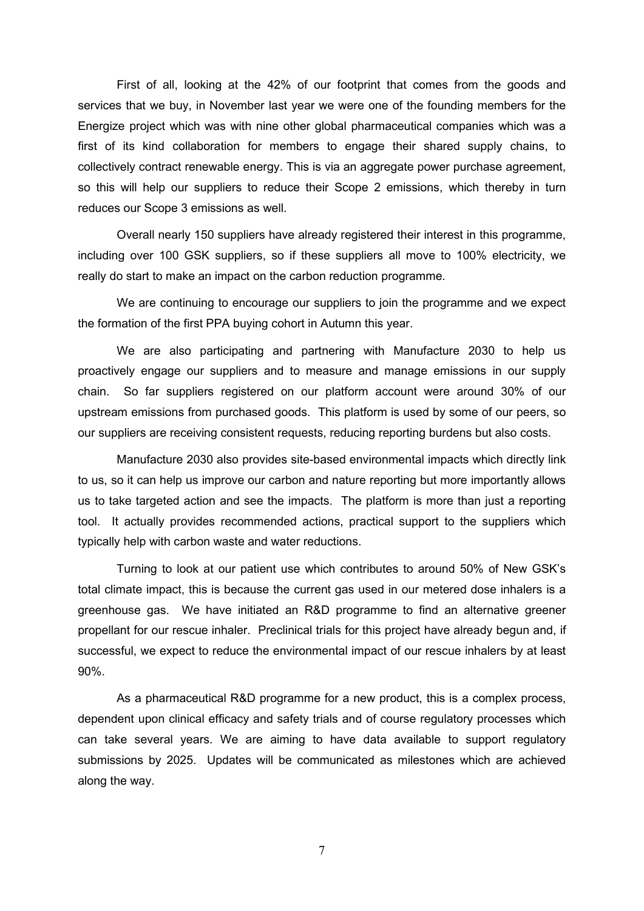First of all, looking at the 42% of our footprint that comes from the goods and services that we buy, in November last year we were one of the founding members for the Energize project which was with nine other global pharmaceutical companies which was a first of its kind collaboration for members to engage their shared supply chains, to collectively contract renewable energy. This is via an aggregate power purchase agreement, so this will help our suppliers to reduce their Scope 2 emissions, which thereby in turn reduces our Scope 3 emissions as well.

Overall nearly 150 suppliers have already registered their interest in this programme, including over 100 GSK suppliers, so if these suppliers all move to 100% electricity, we really do start to make an impact on the carbon reduction programme.

We are continuing to encourage our suppliers to join the programme and we expect the formation of the first PPA buying cohort in Autumn this year.

We are also participating and partnering with Manufacture 2030 to help us proactively engage our suppliers and to measure and manage emissions in our supply chain. So far suppliers registered on our platform account were around 30% of our upstream emissions from purchased goods. This platform is used by some of our peers, so our suppliers are receiving consistent requests, reducing reporting burdens but also costs.

Manufacture 2030 also provides site-based environmental impacts which directly link to us, so it can help us improve our carbon and nature reporting but more importantly allows us to take targeted action and see the impacts. The platform is more than just a reporting tool. It actually provides recommended actions, practical support to the suppliers which typically help with carbon waste and water reductions.

Turning to look at our patient use which contributes to around 50% of New GSK's total climate impact, this is because the current gas used in our metered dose inhalers is a greenhouse gas. We have initiated an R&D programme to find an alternative greener propellant for our rescue inhaler. Preclinical trials for this project have already begun and, if successful, we expect to reduce the environmental impact of our rescue inhalers by at least 90%.

As a pharmaceutical R&D programme for a new product, this is a complex process, dependent upon clinical efficacy and safety trials and of course regulatory processes which can take several years. We are aiming to have data available to support regulatory submissions by 2025. Updates will be communicated as milestones which are achieved along the way.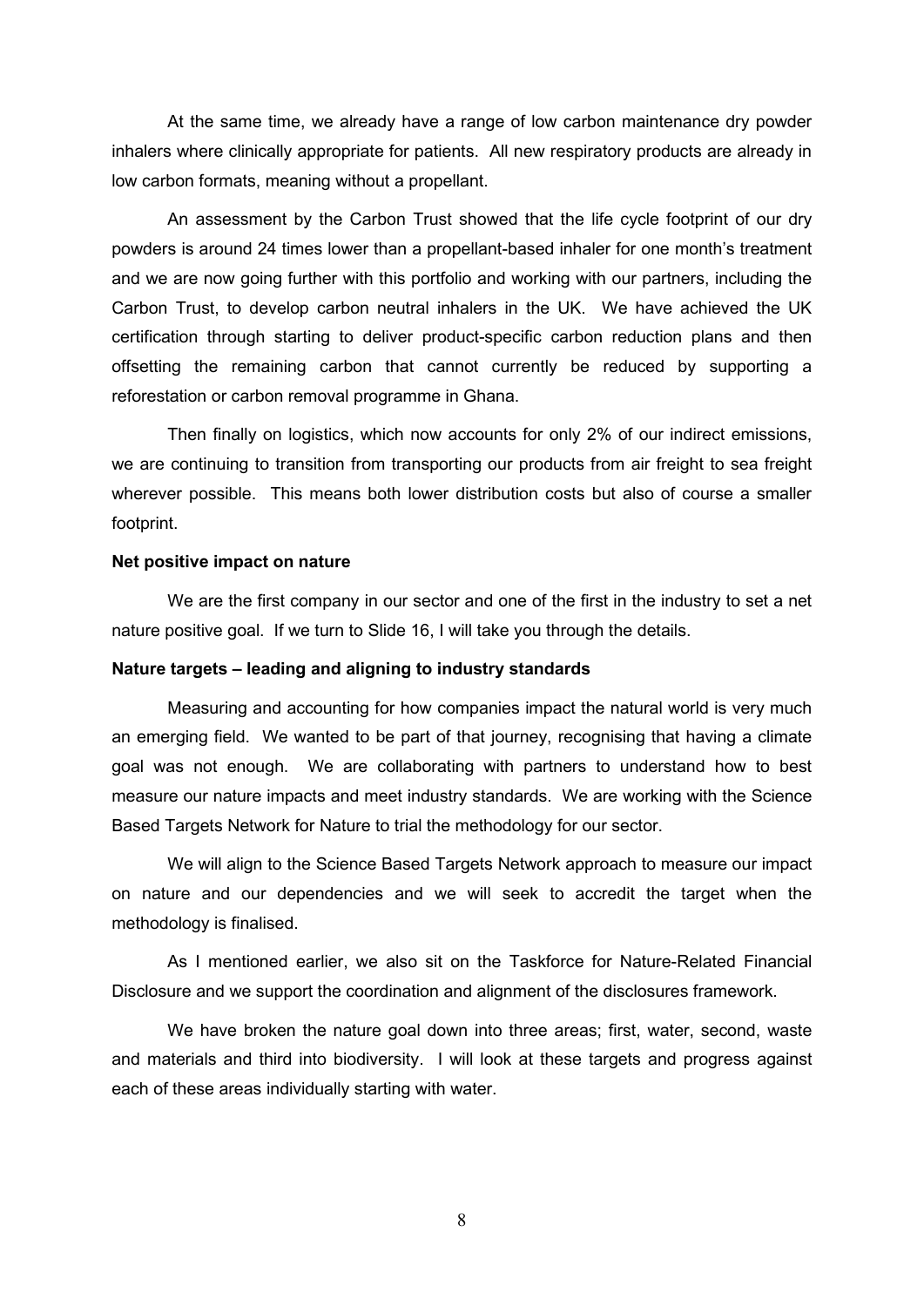At the same time, we already have a range of low carbon maintenance dry powder inhalers where clinically appropriate for patients. All new respiratory products are already in low carbon formats, meaning without a propellant.

An assessment by the Carbon Trust showed that the life cycle footprint of our dry powders is around 24 times lower than a propellant-based inhaler for one month's treatment and we are now going further with this portfolio and working with our partners, including the Carbon Trust, to develop carbon neutral inhalers in the UK. We have achieved the UK certification through starting to deliver product-specific carbon reduction plans and then offsetting the remaining carbon that cannot currently be reduced by supporting a reforestation or carbon removal programme in Ghana.

Then finally on logistics, which now accounts for only 2% of our indirect emissions, we are continuing to transition from transporting our products from air freight to sea freight wherever possible. This means both lower distribution costs but also of course a smaller footprint.

**Net positive impact on nature**

We are the first company in our sector and one of the first in the industry to set a net nature positive goal. If we turn to Slide 16, I will take you through the details.

**Nature targets – leading and aligning to industry standards**

Measuring and accounting for how companies impact the natural world is very much an emerging field. We wanted to be part of that journey, recognising that having a climate goal was not enough. We are collaborating with partners to understand how to best measure our nature impacts and meet industry standards. We are working with the Science Based Targets Network for Nature to trial the methodology for our sector.

We will align to the Science Based Targets Network approach to measure our impact on nature and our dependencies and we will seek to accredit the target when the methodology is finalised.

As I mentioned earlier, we also sit on the Taskforce for Nature-Related Financial Disclosure and we support the coordination and alignment of the disclosures framework.

We have broken the nature goal down into three areas; first, water, second, waste and materials and third into biodiversity. I will look at these targets and progress against each of these areas individually starting with water.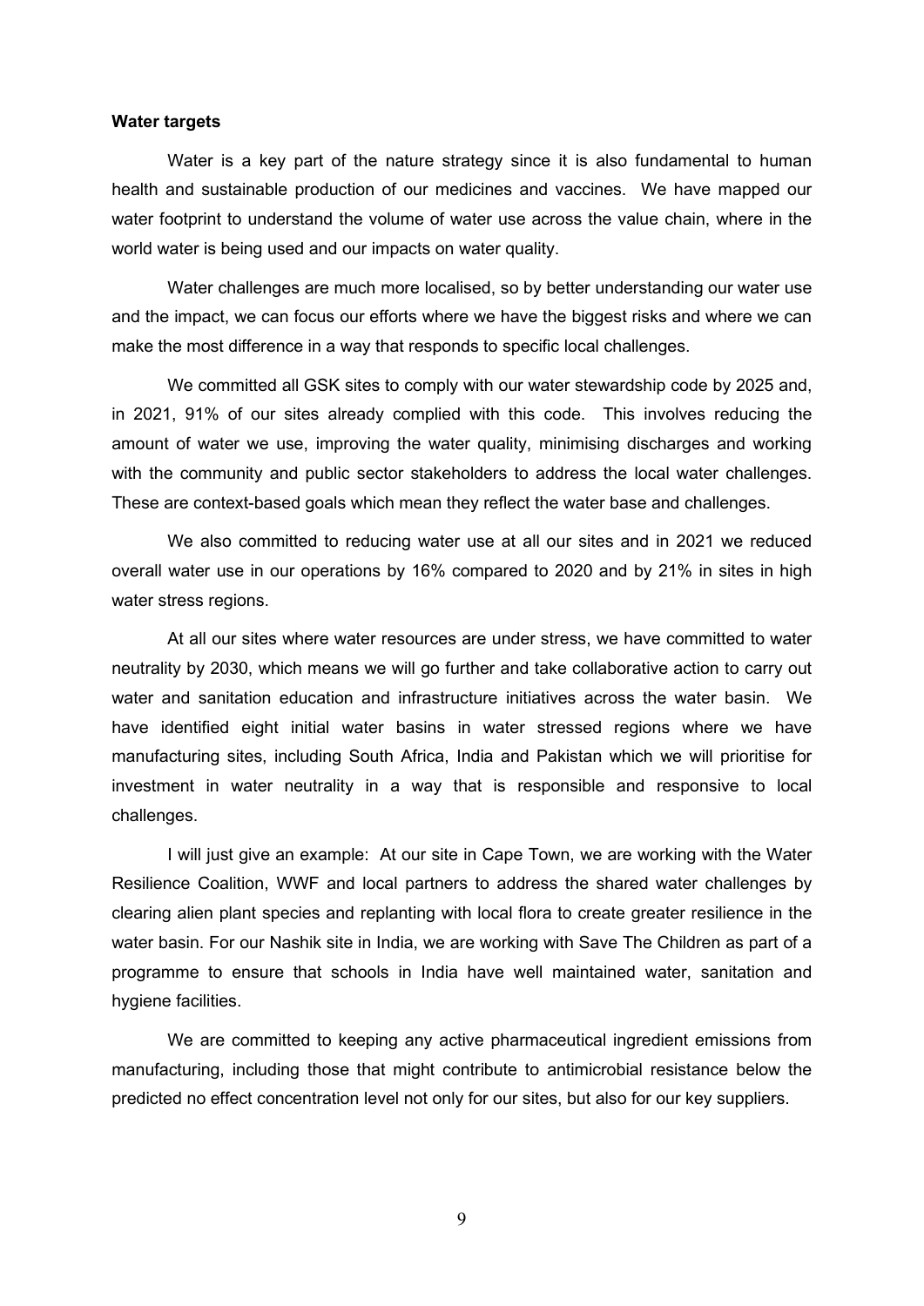**Water targets**

Water is a key part of the nature strategy since it is also fundamental to human health and sustainable production of our medicines and vaccines. We have mapped our water footprint to understand the volume of water use across the value chain, where in the world water is being used and our impacts on water quality.

Water challenges are much more localised, so by better understanding our water use and the impact, we can focus our efforts where we have the biggest risks and where we can make the most difference in a way that responds to specific local challenges.

We committed all GSK sites to comply with our water stewardship code by 2025 and, in 2021, 91% of our sites already complied with this code. This involves reducing the amount of water we use, improving the water quality, minimising discharges and working with the community and public sector stakeholders to address the local water challenges. These are context-based goals which mean they reflect the water base and challenges.

We also committed to reducing water use at all our sites and in 2021 we reduced overall water use in our operations by 16% compared to 2020 and by 21% in sites in high water stress regions.

At all our sites where water resources are under stress, we have committed to water neutrality by 2030, which means we will go further and take collaborative action to carry out water and sanitation education and infrastructure initiatives across the water basin. We have identified eight initial water basins in water stressed regions where we have manufacturing sites, including South Africa, India and Pakistan which we will prioritise for investment in water neutrality in a way that is responsible and responsive to local challenges.

I will just give an example: At our site in Cape Town, we are working with the Water Resilience Coalition, WWF and local partners to address the shared water challenges by clearing alien plant species and replanting with local flora to create greater resilience in the water basin. For our Nashik site in India, we are working with Save The Children as part of a programme to ensure that schools in India have well maintained water, sanitation and hygiene facilities.

We are committed to keeping any active pharmaceutical ingredient emissions from manufacturing, including those that might contribute to antimicrobial resistance below the predicted no effect concentration level not only for our sites, but also for our key suppliers.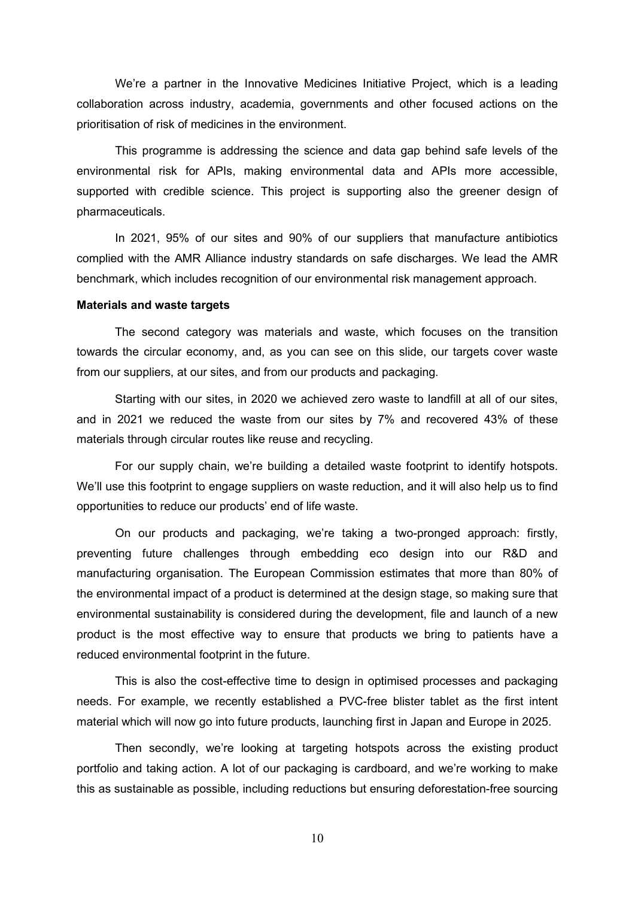We're a partner in the Innovative Medicines Initiative Project, which is a leading collaboration across industry, academia, governments and other focused actions on the prioritisation of risk of medicines in the environment.

This programme is addressing the science and data gap behind safe levels of the environmental risk for APIs, making environmental data and APIs more accessible, supported with credible science. This project is supporting also the greener design of pharmaceuticals.

In 2021, 95% of our sites and 90% of our suppliers that manufacture antibiotics complied with the AMR Alliance industry standards on safe discharges. We lead the AMR benchmark, which includes recognition of our environmental risk management approach.

**Materials and waste targets**

The second category was materials and waste, which focuses on the transition towards the circular economy, and, as you can see on this slide, our targets cover waste from our suppliers, at our sites, and from our products and packaging.

Starting with our sites, in 2020 we achieved zero waste to landfill at all of our sites, and in 2021 we reduced the waste from our sites by 7% and recovered 43% of these materials through circular routes like reuse and recycling.

For our supply chain, we're building a detailed waste footprint to identify hotspots. We'll use this footprint to engage suppliers on waste reduction, and it will also help us to find opportunities to reduce our products' end of life waste.

On our products and packaging, we're taking a two-pronged approach: firstly, preventing future challenges through embedding eco design into our R&D and manufacturing organisation. The European Commission estimates that more than 80% of the environmental impact of a product is determined at the design stage, so making sure that environmental sustainability is considered during the development, file and launch of a new product is the most effective way to ensure that products we bring to patients have a reduced environmental footprint in the future.

This is also the cost-effective time to design in optimised processes and packaging needs. For example, we recently established a PVC-free blister tablet as the first intent material which will now go into future products, launching first in Japan and Europe in 2025.

Then secondly, we're looking at targeting hotspots across the existing product portfolio and taking action. A lot of our packaging is cardboard, and we're working to make this as sustainable as possible, including reductions but ensuring deforestation-free sourcing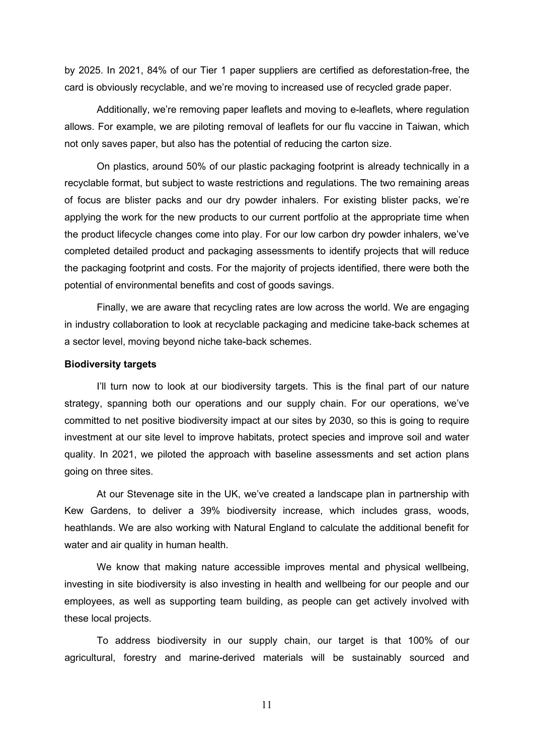by 2025. In 2021, 84% of our Tier 1 paper suppliers are certified as deforestation-free, the card is obviously recyclable, and we're moving to increased use of recycled grade paper.

Additionally, we're removing paper leaflets and moving to e-leaflets, where regulation allows. For example, we are piloting removal of leaflets for our flu vaccine in Taiwan, which not only saves paper, but also has the potential of reducing the carton size.

On plastics, around 50% of our plastic packaging footprint is already technically in a recyclable format, but subject to waste restrictions and regulations. The two remaining areas of focus are blister packs and our dry powder inhalers. For existing blister packs, we're applying the work for the new products to our current portfolio at the appropriate time when the product lifecycle changes come into play. For our low carbon dry powder inhalers, we've completed detailed product and packaging assessments to identify projects that will reduce the packaging footprint and costs. For the majority of projects identified, there were both the potential of environmental benefits and cost of goods savings.

Finally, we are aware that recycling rates are low across the world. We are engaging in industry collaboration to look at recyclable packaging and medicine take-back schemes at a sector level, moving beyond niche take-back schemes.

**Biodiversity targets**

I'll turn now to look at our biodiversity targets. This is the final part of our nature strategy, spanning both our operations and our supply chain. For our operations, we've committed to net positive biodiversity impact at our sites by 2030, so this is going to require investment at our site level to improve habitats, protect species and improve soil and water quality. In 2021, we piloted the approach with baseline assessments and set action plans going on three sites.

At our Stevenage site in the UK, we've created a landscape plan in partnership with Kew Gardens, to deliver a 39% biodiversity increase, which includes grass, woods, heathlands. We are also working with Natural England to calculate the additional benefit for water and air quality in human health.

We know that making nature accessible improves mental and physical wellbeing, investing in site biodiversity is also investing in health and wellbeing for our people and our employees, as well as supporting team building, as people can get actively involved with these local projects.

To address biodiversity in our supply chain, our target is that 100% of our agricultural, forestry and marine-derived materials will be sustainably sourced and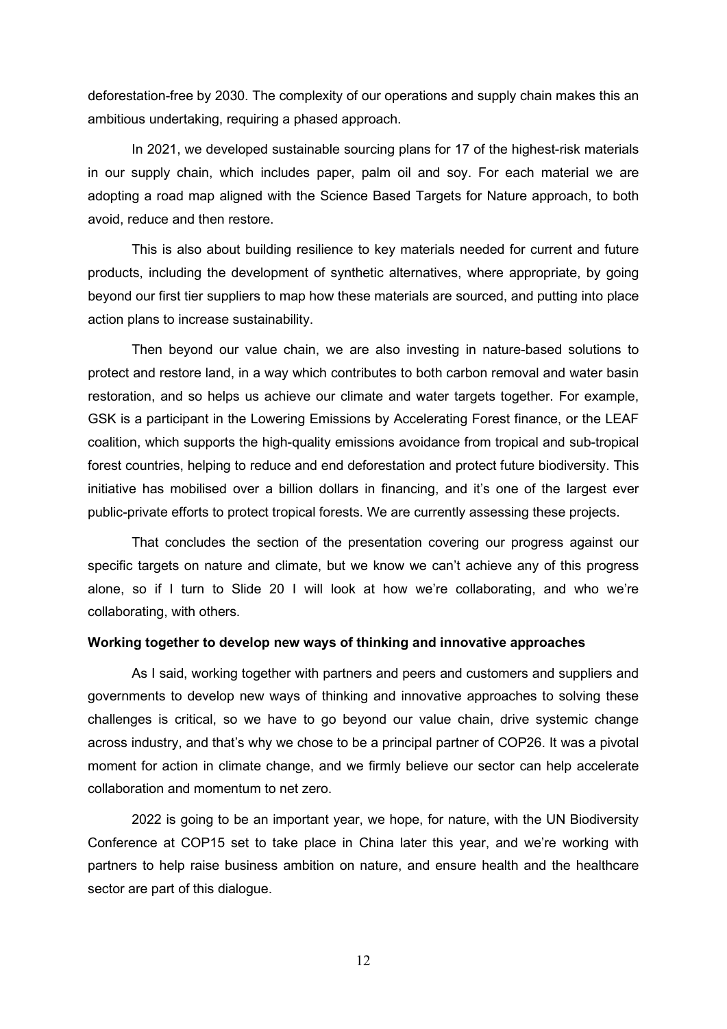deforestation-free by 2030. The complexity of our operations and supply chain makes this an ambitious undertaking, requiring a phased approach.

In 2021, we developed sustainable sourcing plans for 17 of the highest-risk materials in our supply chain, which includes paper, palm oil and soy. For each material we are adopting a road map aligned with the Science Based Targets for Nature approach, to both avoid, reduce and then restore.

This is also about building resilience to key materials needed for current and future products, including the development of synthetic alternatives, where appropriate, by going beyond our first tier suppliers to map how these materials are sourced, and putting into place action plans to increase sustainability.

Then beyond our value chain, we are also investing in nature-based solutions to protect and restore land, in a way which contributes to both carbon removal and water basin restoration, and so helps us achieve our climate and water targets together. For example, GSK is a participant in the Lowering Emissions by Accelerating Forest finance, or the LEAF coalition, which supports the high-quality emissions avoidance from tropical and sub-tropical forest countries, helping to reduce and end deforestation and protect future biodiversity. This initiative has mobilised over a billion dollars in financing, and it's one of the largest ever public-private efforts to protect tropical forests. We are currently assessing these projects.

That concludes the section of the presentation covering our progress against our specific targets on nature and climate, but we know we can't achieve any of this progress alone, so if I turn to Slide 20 I will look at how we're collaborating, and who we're collaborating, with others.

**Working together to develop new ways of thinking and innovative approaches**

As I said, working together with partners and peers and customers and suppliers and governments to develop new ways of thinking and innovative approaches to solving these challenges is critical, so we have to go beyond our value chain, drive systemic change across industry, and that's why we chose to be a principal partner of COP26. It was a pivotal moment for action in climate change, and we firmly believe our sector can help accelerate collaboration and momentum to net zero.

2022 is going to be an important year, we hope, for nature, with the UN Biodiversity Conference at COP15 set to take place in China later this year, and we're working with partners to help raise business ambition on nature, and ensure health and the healthcare sector are part of this dialogue.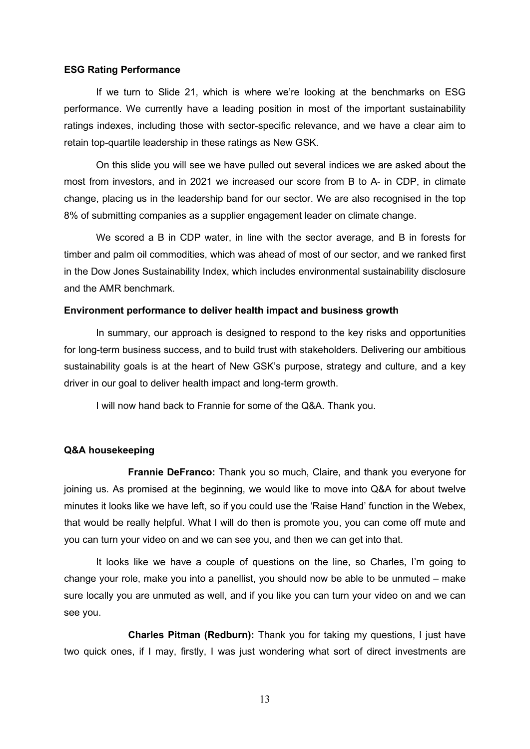**ESG Rating Performance**

If we turn to Slide 21, which is where we're looking at the benchmarks on ESG performance. We currently have a leading position in most of the important sustainability ratings indexes, including those with sector-specific relevance, and we have a clear aim to retain top-quartile leadership in these ratings as New GSK.

On this slide you will see we have pulled out several indices we are asked about the most from investors, and in 2021 we increased our score from B to A- in CDP, in climate change, placing us in the leadership band for our sector. We are also recognised in the top 8% of submitting companies as a supplier engagement leader on climate change.

We scored a B in CDP water, in line with the sector average, and B in forests for timber and palm oil commodities, which was ahead of most of our sector, and we ranked first in the Dow Jones Sustainability Index, which includes environmental sustainability disclosure and the AMR benchmark.

**Environment performance to deliver health impact and business growth**

In summary, our approach is designed to respond to the key risks and opportunities for long-term business success, and to build trust with stakeholders. Delivering our ambitious sustainability goals is at the heart of New GSK's purpose, strategy and culture, and a key driver in our goal to deliver health impact and long-term growth.

I will now hand back to Frannie for some of the Q&A. Thank you.

**Q&A housekeeping**

**Frannie DeFranco:** Thank you so much, Claire, and thank you everyone for joining us. As promised at the beginning, we would like to move into Q&A for about twelve minutes it looks like we have left, so if you could use the 'Raise Hand' function in the Webex, that would be really helpful. What I will do then is promote you, you can come off mute and you can turn your video on and we can see you, and then we can get into that.

It looks like we have a couple of questions on the line, so Charles, I'm going to change your role, make you into a panellist, you should now be able to be unmuted – make sure locally you are unmuted as well, and if you like you can turn your video on and we can see you.

**Charles Pitman (Redburn):** Thank you for taking my questions, I just have two quick ones, if I may, firstly, I was just wondering what sort of direct investments are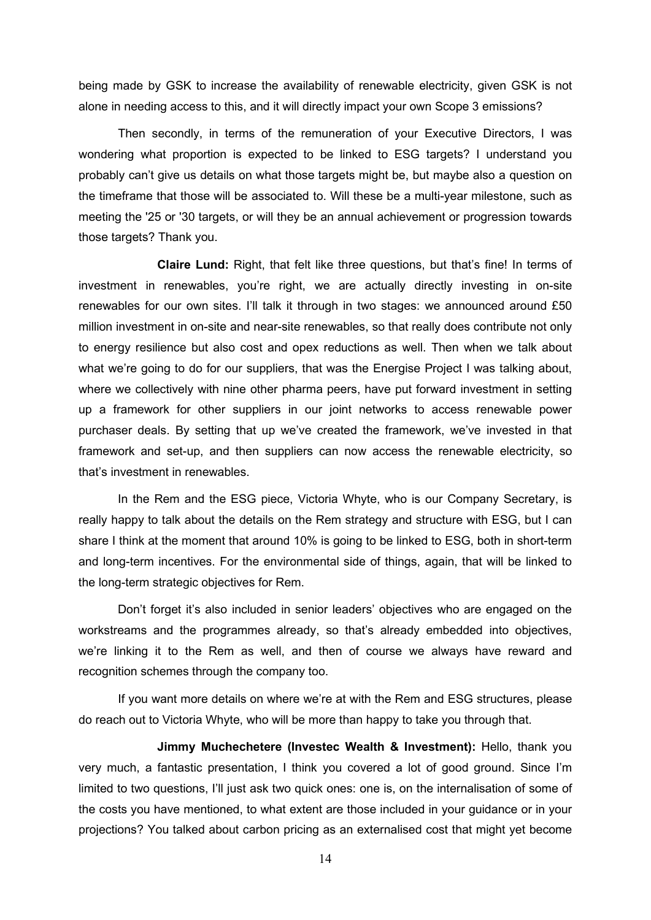being made by GSK to increase the availability of renewable electricity, given GSK is not alone in needing access to this, and it will directly impact your own Scope 3 emissions?

Then secondly, in terms of the remuneration of your Executive Directors, I was wondering what proportion is expected to be linked to ESG targets? I understand you probably can't give us details on what those targets might be, but maybe also a question on the timeframe that those will be associated to. Will these be a multi-year milestone, such as meeting the '25 or '30 targets, or will they be an annual achievement or progression towards those targets? Thank you.

**Claire Lund:** Right, that felt like three questions, but that's fine! In terms of investment in renewables, you're right, we are actually directly investing in on-site renewables for our own sites. I'll talk it through in two stages: we announced around £50 million investment in on-site and near-site renewables, so that really does contribute not only to energy resilience but also cost and opex reductions as well. Then when we talk about what we're going to do for our suppliers, that was the Energise Project I was talking about, where we collectively with nine other pharma peers, have put forward investment in setting up a framework for other suppliers in our joint networks to access renewable power purchaser deals. By setting that up we've created the framework, we've invested in that framework and set-up, and then suppliers can now access the renewable electricity, so that's investment in renewables.

In the Rem and the ESG piece, Victoria Whyte, who is our Company Secretary, is really happy to talk about the details on the Rem strategy and structure with ESG, but I can share I think at the moment that around 10% is going to be linked to ESG, both in short-term and long-term incentives. For the environmental side of things, again, that will be linked to the long-term strategic objectives for Rem.

Don't forget it's also included in senior leaders' objectives who are engaged on the workstreams and the programmes already, so that's already embedded into objectives, we're linking it to the Rem as well, and then of course we always have reward and recognition schemes through the company too.

If you want more details on where we're at with the Rem and ESG structures, please do reach out to Victoria Whyte, who will be more than happy to take you through that.

**Jimmy Muchechetere (Investec Wealth & Investment):** Hello, thank you very much, a fantastic presentation, I think you covered a lot of good ground. Since I'm limited to two questions, I'll just ask two quick ones: one is, on the internalisation of some of the costs you have mentioned, to what extent are those included in your guidance or in your projections? You talked about carbon pricing as an externalised cost that might yet become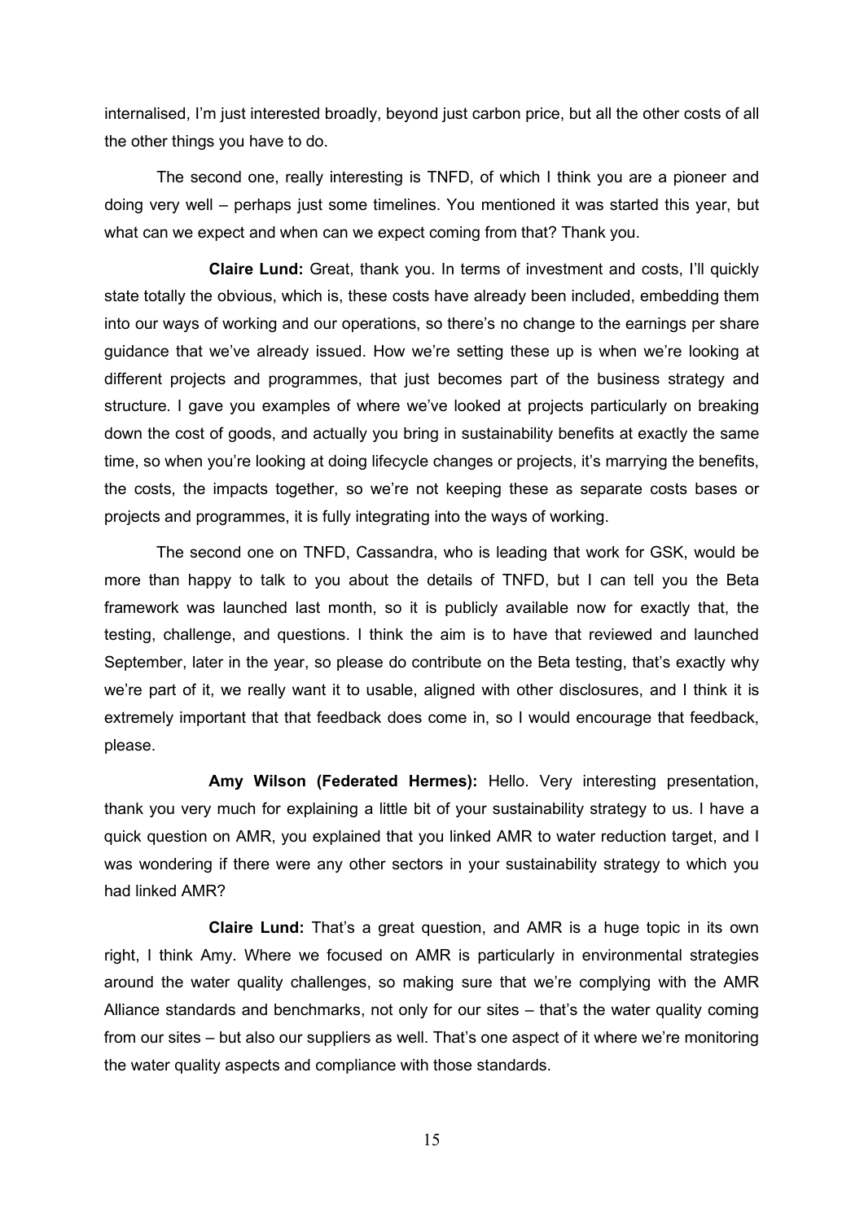internalised, I'm just interested broadly, beyond just carbon price, but all the other costs of all the other things you have to do.

The second one, really interesting is TNFD, of which I think you are a pioneer and doing very well – perhaps just some timelines. You mentioned it was started this year, but what can we expect and when can we expect coming from that? Thank you.

**Claire Lund:** Great, thank you. In terms of investment and costs, I'll quickly state totally the obvious, which is, these costs have already been included, embedding them into our ways of working and our operations, so there's no change to the earnings per share guidance that we've already issued. How we're setting these up is when we're looking at different projects and programmes, that just becomes part of the business strategy and structure. I gave you examples of where we've looked at projects particularly on breaking down the cost of goods, and actually you bring in sustainability benefits at exactly the same time, so when you're looking at doing lifecycle changes or projects, it's marrying the benefits, the costs, the impacts together, so we're not keeping these as separate costs bases or projects and programmes, it is fully integrating into the ways of working.

The second one on TNFD, Cassandra, who is leading that work for GSK, would be more than happy to talk to you about the details of TNFD, but I can tell you the Beta framework was launched last month, so it is publicly available now for exactly that, the testing, challenge, and questions. I think the aim is to have that reviewed and launched September, later in the year, so please do contribute on the Beta testing, that's exactly why we're part of it, we really want it to usable, aligned with other disclosures, and I think it is extremely important that that feedback does come in, so I would encourage that feedback, please.

**Amy Wilson (Federated Hermes):** Hello. Very interesting presentation, thank you very much for explaining a little bit of your sustainability strategy to us. I have a quick question on AMR, you explained that you linked AMR to water reduction target, and I was wondering if there were any other sectors in your sustainability strategy to which you had linked AMR?

**Claire Lund:** That's a great question, and AMR is a huge topic in its own right, I think Amy. Where we focused on AMR is particularly in environmental strategies around the water quality challenges, so making sure that we're complying with the AMR Alliance standards and benchmarks, not only for our sites – that's the water quality coming from our sites – but also our suppliers as well. That's one aspect of it where we're monitoring the water quality aspects and compliance with those standards.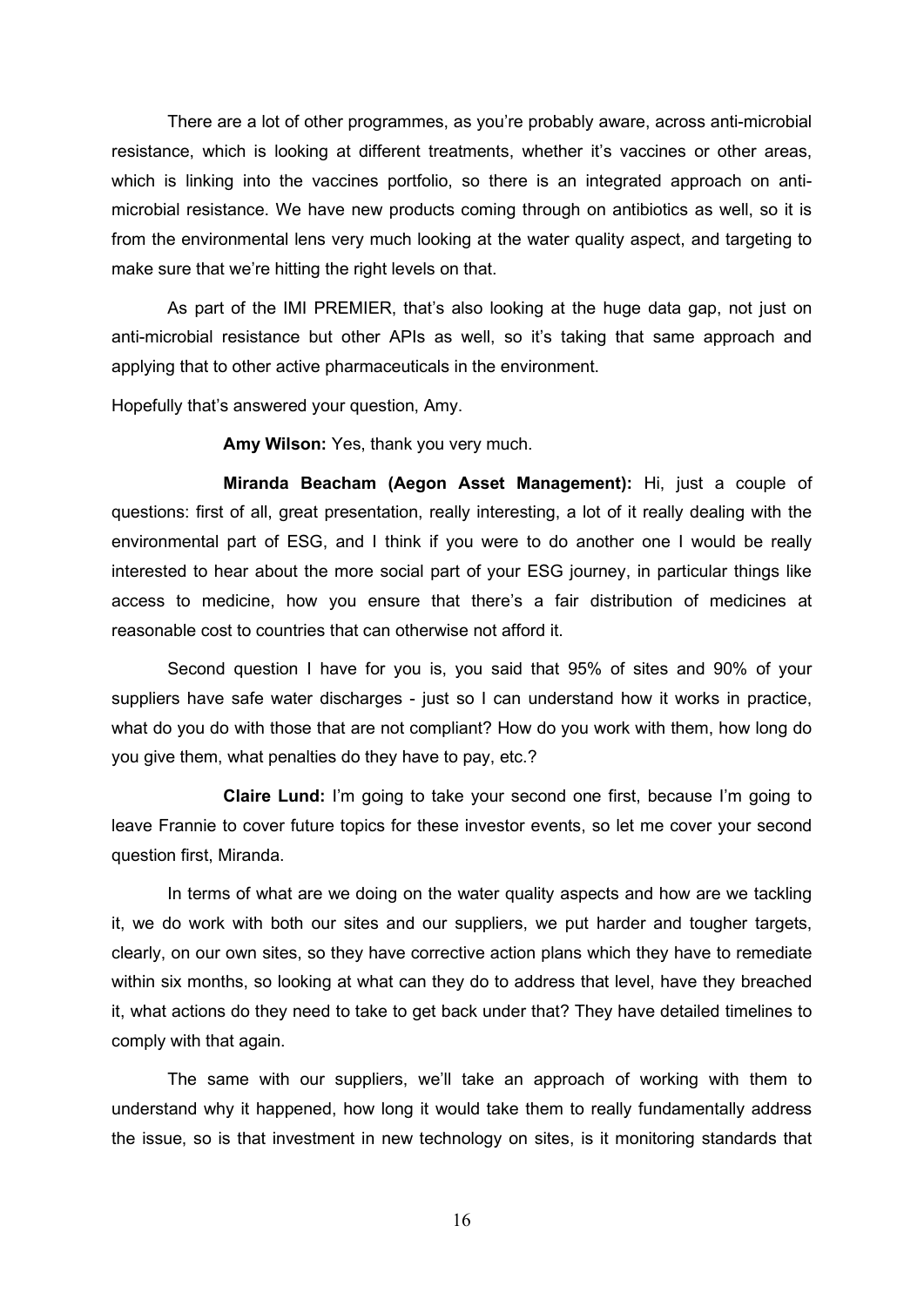There are a lot of other programmes, as you're probably aware, across anti-microbial resistance, which is looking at different treatments, whether it's vaccines or other areas, which is linking into the vaccines portfolio, so there is an integrated approach on anti-microbial resistance. We have new products coming through on antibiotics as well, so it is from the environmental lens very much looking at the water quality aspect, and targeting to make sure that we're hitting the right levels on that.

As part of the IMI PREMIER, that's also looking at the huge data gap, not just on anti-microbial resistance but other APIs as well, so it's taking that same approach and applying that to other active pharmaceuticals in the environment.

Hopefully that's answered your question, Amy.

**Amy Wilson:** Yes, thank you very much.

**Miranda Beacham (Aegon Asset Management):** Hi, just a couple of questions: first of all, great presentation, really interesting, a lot of it really dealing with the environmental part of ESG, and I think if you were to do another one I would be really interested to hear about the more social part of your ESG journey, in particular things like access to medicine, how you ensure that there's a fair distribution of medicines at reasonable cost to countries that can otherwise not afford it.

Second question I have for you is, you said that 95% of sites and 90% of your suppliers have safe water discharges - just so I can understand how it works in practice, what do you do with those that are not compliant? How do you work with them, how long do you give them, what penalties do they have to pay, etc.?

**Claire Lund:** I'm going to take your second one first, because I'm going to leave Frannie to cover future topics for these investor events, so let me cover your second question first, Miranda.

In terms of what are we doing on the water quality aspects and how are we tackling it, we do work with both our sites and our suppliers, we put harder and tougher targets, clearly, on our own sites, so they have corrective action plans which they have to remediate within six months, so looking at what can they do to address that level, have they breached it, what actions do they need to take to get back under that? They have detailed timelines to comply with that again.

The same with our suppliers, we'll take an approach of working with them to understand why it happened, how long it would take them to really fundamentally address the issue, so is that investment in new technology on sites, is it monitoring standards that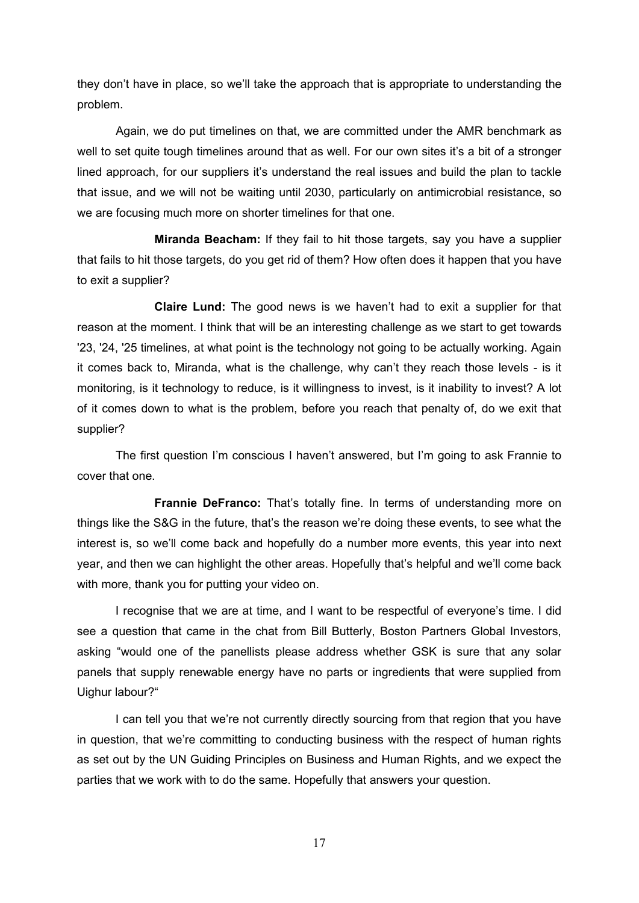they don't have in place, so we'll take the approach that is appropriate to understanding the problem.

Again, we do put timelines on that, we are committed under the AMR benchmark as well to set quite tough timelines around that as well. For our own sites it's a bit of a stronger lined approach, for our suppliers it's understand the real issues and build the plan to tackle that issue, and we will not be waiting until 2030, particularly on antimicrobial resistance, so we are focusing much more on shorter timelines for that one.

**Miranda Beacham:** If they fail to hit those targets, say you have a supplier that fails to hit those targets, do you get rid of them? How often does it happen that you have to exit a supplier?

**Claire Lund:** The good news is we haven't had to exit a supplier for that reason at the moment. I think that will be an interesting challenge as we start to get towards '23, '24, '25 timelines, at what point is the technology not going to be actually working. Again it comes back to, Miranda, what is the challenge, why can't they reach those levels - is it monitoring, is it technology to reduce, is it willingness to invest, is it inability to invest? A lot of it comes down to what is the problem, before you reach that penalty of, do we exit that supplier?

The first question I'm conscious I haven't answered, but I'm going to ask Frannie to cover that one.

**Frannie DeFranco:** That's totally fine. In terms of understanding more on things like the S&G in the future, that's the reason we're doing these events, to see what the interest is, so we'll come back and hopefully do a number more events, this year into next year, and then we can highlight the other areas. Hopefully that's helpful and we'll come back with more, thank you for putting your video on.

I recognise that we are at time, and I want to be respectful of everyone's time. I did see a question that came in the chat from Bill Butterly, Boston Partners Global Investors, asking "would one of the panellists please address whether GSK is sure that any solar panels that supply renewable energy have no parts or ingredients that were supplied from Uighur labour?"

I can tell you that we're not currently directly sourcing from that region that you have in question, that we're committing to conducting business with the respect of human rights as set out by the UN Guiding Principles on Business and Human Rights, and we expect the parties that we work with to do the same. Hopefully that answers your question.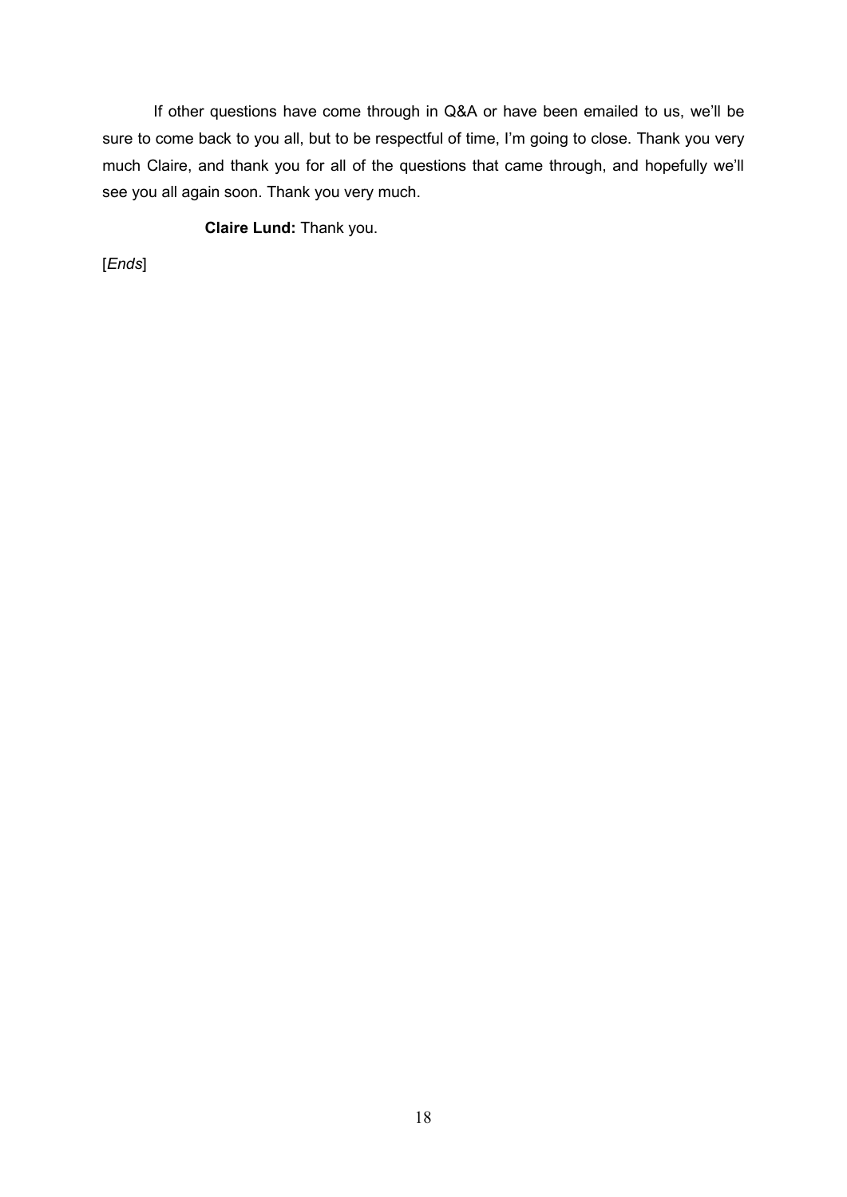If other questions have come through in Q&A or have been emailed to us, we'll be sure to come back to you all, but to be respectful of time, I'm going to close. Thank you very much Claire, and thank you for all of the questions that came through, and hopefully we'll see you all again soon. Thank you very much.

**Claire Lund:** Thank you.

[*Ends*]